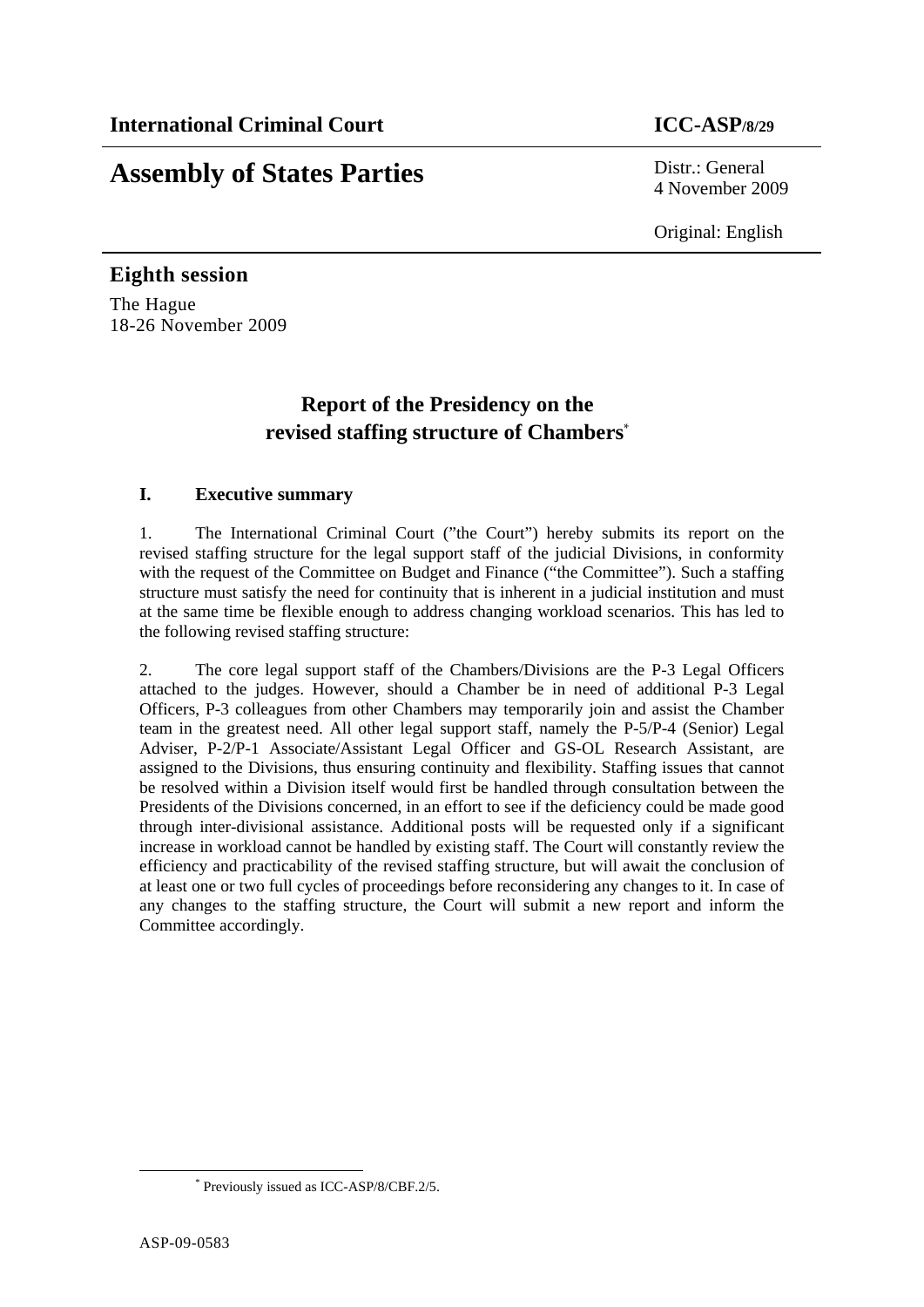**International Criminal Court** **ICC-ASP/8/29**

# Assembly of States Parties

Distr.: General
4 November 2009

Original: English

## Eighth session

The Hague
18-26 November 2009

# Report of the Presidency on the revised staffing structure of Chambers*

## I. Executive summary

1. The International Criminal Court ("the Court") hereby submits its report on the revised staffing structure for the legal support staff of the judicial Divisions, in conformity with the request of the Committee on Budget and Finance ("the Committee"). Such a staffing structure must satisfy the need for continuity that is inherent in a judicial institution and must at the same time be flexible enough to address changing workload scenarios. This has led to the following revised staffing structure:

2. The core legal support staff of the Chambers/Divisions are the P-3 Legal Officers attached to the judges. However, should a Chamber be in need of additional P-3 Legal Officers, P-3 colleagues from other Chambers may temporarily join and assist the Chamber team in the greatest need. All other legal support staff, namely the P-5/P-4 (Senior) Legal Adviser, P-2/P-1 Associate/Assistant Legal Officer and GS-OL Research Assistant, are assigned to the Divisions, thus ensuring continuity and flexibility. Staffing issues that cannot be resolved within a Division itself would first be handled through consultation between the Presidents of the Divisions concerned, in an effort to see if the deficiency could be made good through inter-divisional assistance. Additional posts will be requested only if a significant increase in workload cannot be handled by existing staff. The Court will constantly review the efficiency and practicability of the revised staffing structure, but will await the conclusion of at least one or two full cycles of proceedings before reconsidering any changes to it. In case of any changes to the staffing structure, the Court will submit a new report and inform the Committee accordingly.

* Previously issued as ICC-ASP/8/CBF.2/5.

ASP-09-0583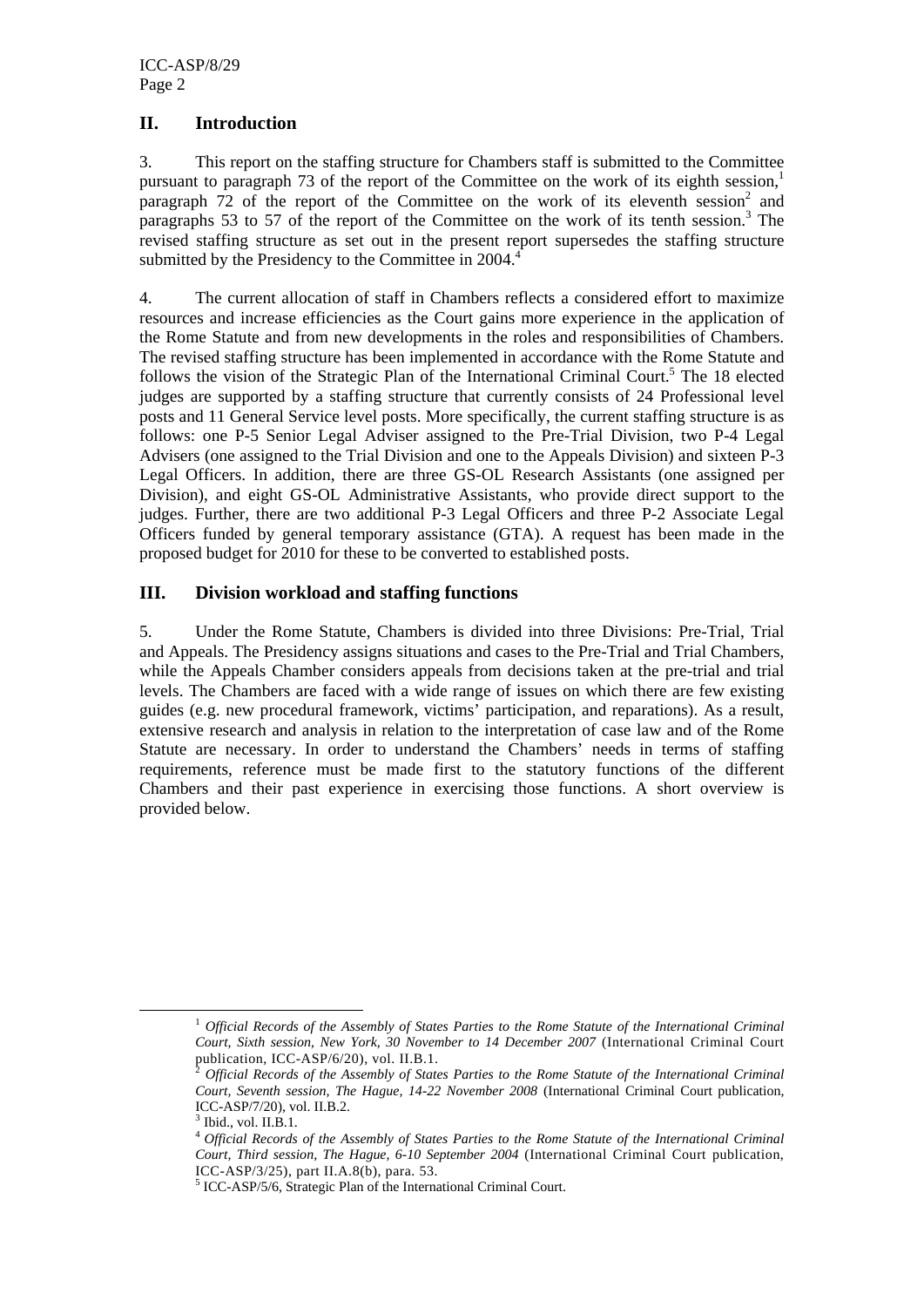## II. Introduction

3. This report on the staffing structure for Chambers staff is submitted to the Committee pursuant to paragraph 73 of the report of the Committee on the work of its eighth session,[1] paragraph 72 of the report of the Committee on the work of its eleventh session[2] and paragraphs 53 to 57 of the report of the Committee on the work of its tenth session.[3] The revised staffing structure as set out in the present report supersedes the staffing structure submitted by the Presidency to the Committee in 2004.[4]

4. The current allocation of staff in Chambers reflects a considered effort to maximize resources and increase efficiencies as the Court gains more experience in the application of the Rome Statute and from new developments in the roles and responsibilities of Chambers. The revised staffing structure has been implemented in accordance with the Rome Statute and follows the vision of the Strategic Plan of the International Criminal Court.[5] The 18 elected judges are supported by a staffing structure that currently consists of 24 Professional level posts and 11 General Service level posts. More specifically, the current staffing structure is as follows: one P-5 Senior Legal Adviser assigned to the Pre-Trial Division, two P-4 Legal Advisers (one assigned to the Trial Division and one to the Appeals Division) and sixteen P-3 Legal Officers. In addition, there are three GS-OL Research Assistants (one assigned per Division), and eight GS-OL Administrative Assistants, who provide direct support to the judges. Further, there are two additional P-3 Legal Officers and three P-2 Associate Legal Officers funded by general temporary assistance (GTA). A request has been made in the proposed budget for 2010 for these to be converted to established posts.

## III. Division workload and staffing functions

5. Under the Rome Statute, Chambers is divided into three Divisions: Pre-Trial, Trial and Appeals. The Presidency assigns situations and cases to the Pre-Trial and Trial Chambers, while the Appeals Chamber considers appeals from decisions taken at the pre-trial and trial levels. The Chambers are faced with a wide range of issues on which there are few existing guides (e.g. new procedural framework, victims' participation, and reparations). As a result, extensive research and analysis in relation to the interpretation of case law and of the Rome Statute are necessary. In order to understand the Chambers' needs in terms of staffing requirements, reference must be made first to the statutory functions of the different Chambers and their past experience in exercising those functions. A short overview is provided below.

---

[1] *Official Records of the Assembly of States Parties to the Rome Statute of the International Criminal Court, Sixth session, New York, 30 November to 14 December 2007* (International Criminal Court publication, ICC-ASP/6/20), vol. II.B.1.

[2] *Official Records of the Assembly of States Parties to the Rome Statute of the International Criminal Court, Seventh session, The Hague, 14-22 November 2008* (International Criminal Court publication, ICC-ASP/7/20), vol. II.B.2.

[3] Ibid., vol. II.B.1.

[4] *Official Records of the Assembly of States Parties to the Rome Statute of the International Criminal Court, Third session, The Hague, 6-10 September 2004* (International Criminal Court publication, ICC-ASP/3/25), part II.A.8(b), para. 53.

[5] ICC-ASP/5/6, Strategic Plan of the International Criminal Court.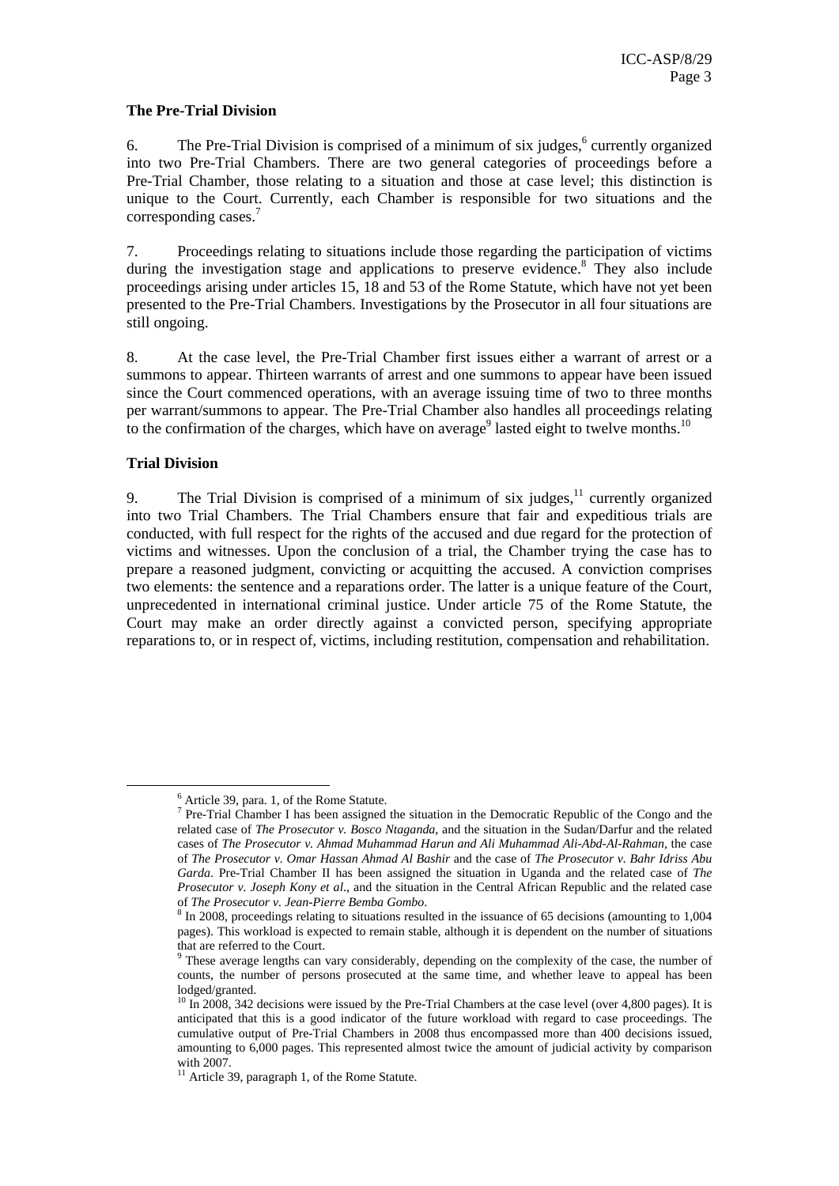### The Pre-Trial Division

6. The Pre-Trial Division is comprised of a minimum of six judges,[6] currently organized into two Pre-Trial Chambers. There are two general categories of proceedings before a Pre-Trial Chamber, those relating to a situation and those at case level; this distinction is unique to the Court. Currently, each Chamber is responsible for two situations and the corresponding cases.[7]

7. Proceedings relating to situations include those regarding the participation of victims during the investigation stage and applications to preserve evidence.[8] They also include proceedings arising under articles 15, 18 and 53 of the Rome Statute, which have not yet been presented to the Pre-Trial Chambers. Investigations by the Prosecutor in all four situations are still ongoing.

8. At the case level, the Pre-Trial Chamber first issues either a warrant of arrest or a summons to appear. Thirteen warrants of arrest and one summons to appear have been issued since the Court commenced operations, with an average issuing time of two to three months per warrant/summons to appear. The Pre-Trial Chamber also handles all proceedings relating to the confirmation of the charges, which have on average[9] lasted eight to twelve months.[10]

### Trial Division

9. The Trial Division is comprised of a minimum of six judges,[11] currently organized into two Trial Chambers. The Trial Chambers ensure that fair and expeditious trials are conducted, with full respect for the rights of the accused and due regard for the protection of victims and witnesses. Upon the conclusion of a trial, the Chamber trying the case has to prepare a reasoned judgment, convicting or acquitting the accused. A conviction comprises two elements: the sentence and a reparations order. The latter is a unique feature of the Court, unprecedented in international criminal justice. Under article 75 of the Rome Statute, the Court may make an order directly against a convicted person, specifying appropriate reparations to, or in respect of, victims, including restitution, compensation and rehabilitation.

---

[6] Article 39, para. 1, of the Rome Statute.

[7] Pre-Trial Chamber I has been assigned the situation in the Democratic Republic of the Congo and the related case of *The Prosecutor v. Bosco Ntaganda*, and the situation in the Sudan/Darfur and the related cases of *The Prosecutor v. Ahmad Muhammad Harun and Ali Muhammad Ali-Abd-Al-Rahman*, the case of *The Prosecutor v. Omar Hassan Ahmad Al Bashir* and the case of *The Prosecutor v. Bahr Idriss Abu Garda*. Pre-Trial Chamber II has been assigned the situation in Uganda and the related case of *The Prosecutor v. Joseph Kony et al*., and the situation in the Central African Republic and the related case of *The Prosecutor v. Jean-Pierre Bemba Gombo*.

[8] In 2008, proceedings relating to situations resulted in the issuance of 65 decisions (amounting to 1,004 pages). This workload is expected to remain stable, although it is dependent on the number of situations that are referred to the Court.

[9] These average lengths can vary considerably, depending on the complexity of the case, the number of counts, the number of persons prosecuted at the same time, and whether leave to appeal has been lodged/granted.

[10] In 2008, 342 decisions were issued by the Pre-Trial Chambers at the case level (over 4,800 pages). It is anticipated that this is a good indicator of the future workload with regard to case proceedings. The cumulative output of Pre-Trial Chambers in 2008 thus encompassed more than 400 decisions issued, amounting to 6,000 pages. This represented almost twice the amount of judicial activity by comparison with 2007.

[11] Article 39, paragraph 1, of the Rome Statute.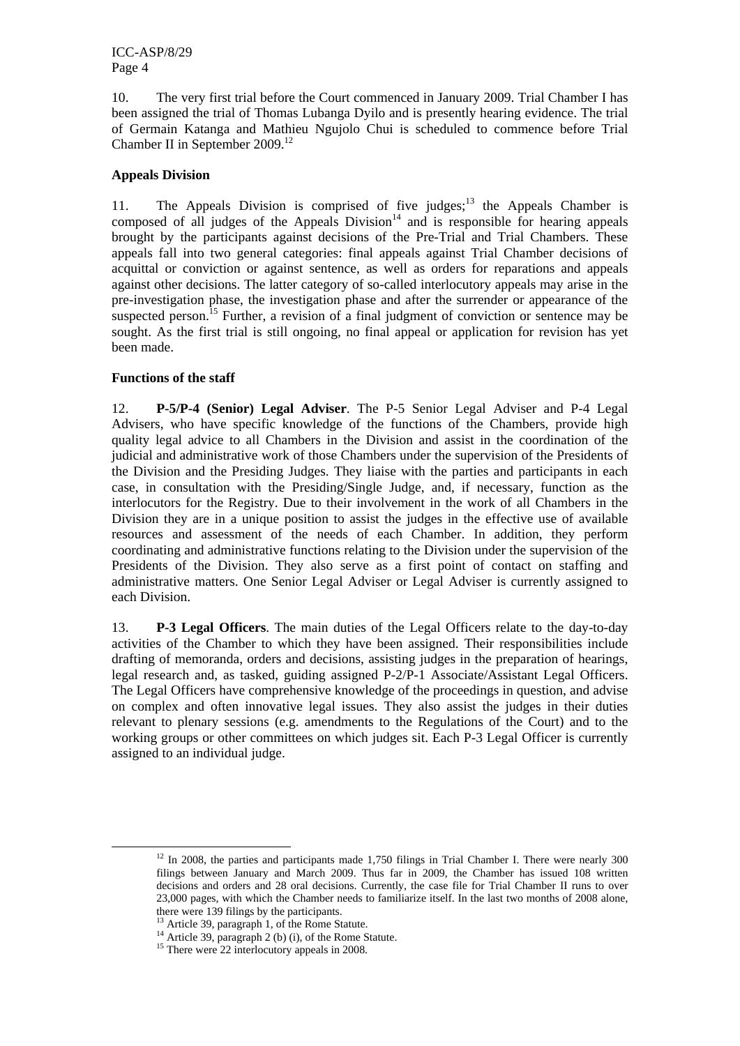10. The very first trial before the Court commenced in January 2009. Trial Chamber I has been assigned the trial of Thomas Lubanga Dyilo and is presently hearing evidence. The trial of Germain Katanga and Mathieu Ngujolo Chui is scheduled to commence before Trial Chamber II in September 2009.[12]

**Appeals Division**

11. The Appeals Division is comprised of five judges;[13] the Appeals Chamber is composed of all judges of the Appeals Division[14] and is responsible for hearing appeals brought by the participants against decisions of the Pre-Trial and Trial Chambers. These appeals fall into two general categories: final appeals against Trial Chamber decisions of acquittal or conviction or against sentence, as well as orders for reparations and appeals against other decisions. The latter category of so-called interlocutory appeals may arise in the pre-investigation phase, the investigation phase and after the surrender or appearance of the suspected person.[15] Further, a revision of a final judgment of conviction or sentence may be sought. As the first trial is still ongoing, no final appeal or application for revision has yet been made.

**Functions of the staff**

12. **P-5/P-4 (Senior) Legal Adviser**. The P-5 Senior Legal Adviser and P-4 Legal Advisers, who have specific knowledge of the functions of the Chambers, provide high quality legal advice to all Chambers in the Division and assist in the coordination of the judicial and administrative work of those Chambers under the supervision of the Presidents of the Division and the Presiding Judges. They liaise with the parties and participants in each case, in consultation with the Presiding/Single Judge, and, if necessary, function as the interlocutors for the Registry. Due to their involvement in the work of all Chambers in the Division they are in a unique position to assist the judges in the effective use of available resources and assessment of the needs of each Chamber. In addition, they perform coordinating and administrative functions relating to the Division under the supervision of the Presidents of the Division. They also serve as a first point of contact on staffing and administrative matters. One Senior Legal Adviser or Legal Adviser is currently assigned to each Division.

13. **P-3 Legal Officers**. The main duties of the Legal Officers relate to the day-to-day activities of the Chamber to which they have been assigned. Their responsibilities include drafting of memoranda, orders and decisions, assisting judges in the preparation of hearings, legal research and, as tasked, guiding assigned P-2/P-1 Associate/Assistant Legal Officers. The Legal Officers have comprehensive knowledge of the proceedings in question, and advise on complex and often innovative legal issues. They also assist the judges in their duties relevant to plenary sessions (e.g. amendments to the Regulations of the Court) and to the working groups or other committees on which judges sit. Each P-3 Legal Officer is currently assigned to an individual judge.

---

[12] In 2008, the parties and participants made 1,750 filings in Trial Chamber I. There were nearly 300 filings between January and March 2009. Thus far in 2009, the Chamber has issued 108 written decisions and orders and 28 oral decisions. Currently, the case file for Trial Chamber II runs to over 23,000 pages, with which the Chamber needs to familiarize itself. In the last two months of 2008 alone, there were 139 filings by the participants.

[13] Article 39, paragraph 1, of the Rome Statute.

[14] Article 39, paragraph 2 (b) (i), of the Rome Statute.

[15] There were 22 interlocutory appeals in 2008.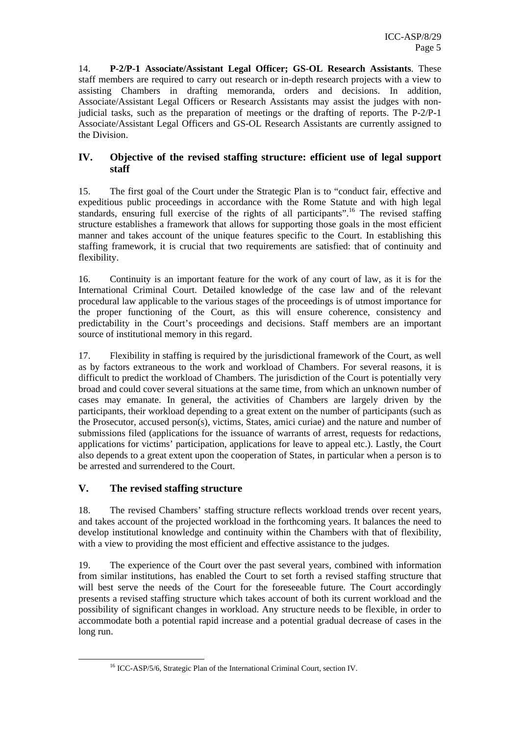14. **P-2/P-1 Associate/Assistant Legal Officer; GS-OL Research Assistants**. These staff members are required to carry out research or in-depth research projects with a view to assisting Chambers in drafting memoranda, orders and decisions. In addition, Associate/Assistant Legal Officers or Research Assistants may assist the judges with non-judicial tasks, such as the preparation of meetings or the drafting of reports. The P-2/P-1 Associate/Assistant Legal Officers and GS-OL Research Assistants are currently assigned to the Division.

## IV. Objective of the revised staffing structure: efficient use of legal support staff

15. The first goal of the Court under the Strategic Plan is to "conduct fair, effective and expeditious public proceedings in accordance with the Rome Statute and with high legal standards, ensuring full exercise of the rights of all participants".[16] The revised staffing structure establishes a framework that allows for supporting those goals in the most efficient manner and takes account of the unique features specific to the Court. In establishing this staffing framework, it is crucial that two requirements are satisfied: that of continuity and flexibility.

16. Continuity is an important feature for the work of any court of law, as it is for the International Criminal Court. Detailed knowledge of the case law and of the relevant procedural law applicable to the various stages of the proceedings is of utmost importance for the proper functioning of the Court, as this will ensure coherence, consistency and predictability in the Court's proceedings and decisions. Staff members are an important source of institutional memory in this regard.

17. Flexibility in staffing is required by the jurisdictional framework of the Court, as well as by factors extraneous to the work and workload of Chambers. For several reasons, it is difficult to predict the workload of Chambers. The jurisdiction of the Court is potentially very broad and could cover several situations at the same time, from which an unknown number of cases may emanate. In general, the activities of Chambers are largely driven by the participants, their workload depending to a great extent on the number of participants (such as the Prosecutor, accused person(s), victims, States, amici curiae) and the nature and number of submissions filed (applications for the issuance of warrants of arrest, requests for redactions, applications for victims' participation, applications for leave to appeal etc.). Lastly, the Court also depends to a great extent upon the cooperation of States, in particular when a person is to be arrested and surrendered to the Court.

## V. The revised staffing structure

18. The revised Chambers' staffing structure reflects workload trends over recent years, and takes account of the projected workload in the forthcoming years. It balances the need to develop institutional knowledge and continuity within the Chambers with that of flexibility, with a view to providing the most efficient and effective assistance to the judges.

19. The experience of the Court over the past several years, combined with information from similar institutions, has enabled the Court to set forth a revised staffing structure that will best serve the needs of the Court for the foreseeable future. The Court accordingly presents a revised staffing structure which takes account of both its current workload and the possibility of significant changes in workload. Any structure needs to be flexible, in order to accommodate both a potential rapid increase and a potential gradual decrease of cases in the long run.

---

[16] ICC-ASP/5/6, Strategic Plan of the International Criminal Court, section IV.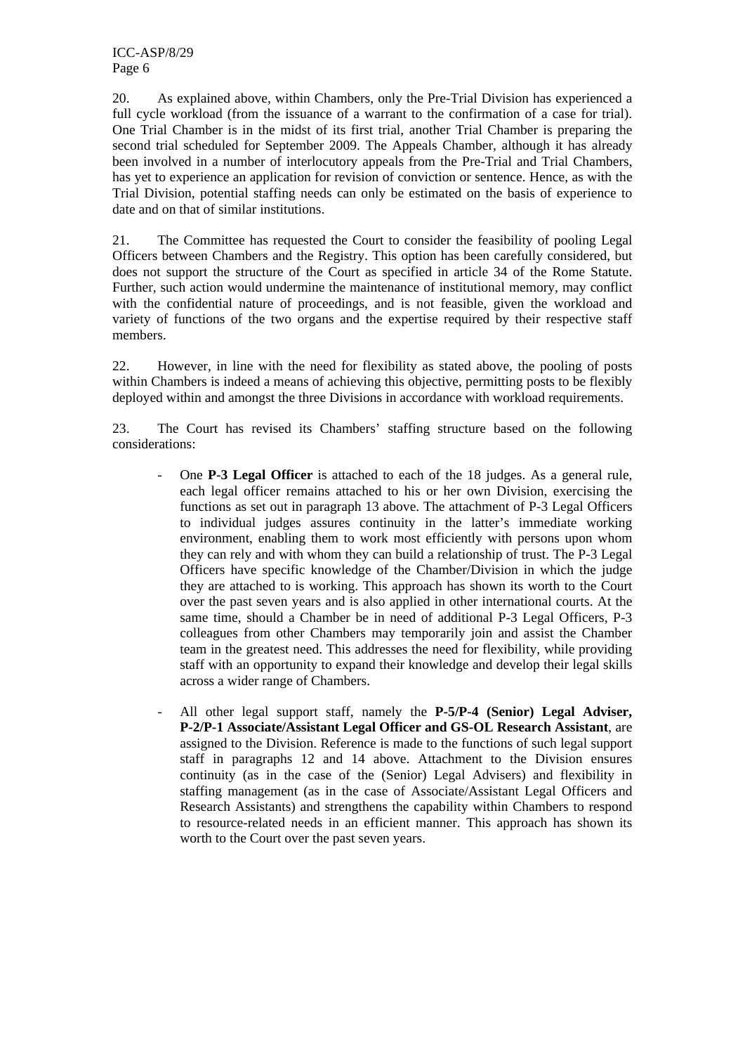20. As explained above, within Chambers, only the Pre-Trial Division has experienced a full cycle workload (from the issuance of a warrant to the confirmation of a case for trial). One Trial Chamber is in the midst of its first trial, another Trial Chamber is preparing the second trial scheduled for September 2009. The Appeals Chamber, although it has already been involved in a number of interlocutory appeals from the Pre-Trial and Trial Chambers, has yet to experience an application for revision of conviction or sentence. Hence, as with the Trial Division, potential staffing needs can only be estimated on the basis of experience to date and on that of similar institutions.

21. The Committee has requested the Court to consider the feasibility of pooling Legal Officers between Chambers and the Registry. This option has been carefully considered, but does not support the structure of the Court as specified in article 34 of the Rome Statute. Further, such action would undermine the maintenance of institutional memory, may conflict with the confidential nature of proceedings, and is not feasible, given the workload and variety of functions of the two organs and the expertise required by their respective staff members.

22. However, in line with the need for flexibility as stated above, the pooling of posts within Chambers is indeed a means of achieving this objective, permitting posts to be flexibly deployed within and amongst the three Divisions in accordance with workload requirements.

23. The Court has revised its Chambers' staffing structure based on the following considerations:

- One **P-3 Legal Officer** is attached to each of the 18 judges. As a general rule, each legal officer remains attached to his or her own Division, exercising the functions as set out in paragraph 13 above. The attachment of P-3 Legal Officers to individual judges assures continuity in the latter's immediate working environment, enabling them to work most efficiently with persons upon whom they can rely and with whom they can build a relationship of trust. The P-3 Legal Officers have specific knowledge of the Chamber/Division in which the judge they are attached to is working. This approach has shown its worth to the Court over the past seven years and is also applied in other international courts. At the same time, should a Chamber be in need of additional P-3 Legal Officers, P-3 colleagues from other Chambers may temporarily join and assist the Chamber team in the greatest need. This addresses the need for flexibility, while providing staff with an opportunity to expand their knowledge and develop their legal skills across a wider range of Chambers.

- All other legal support staff, namely the **P-5/P-4 (Senior) Legal Adviser, P-2/P-1 Associate/Assistant Legal Officer and GS-OL Research Assistant**, are assigned to the Division. Reference is made to the functions of such legal support staff in paragraphs 12 and 14 above. Attachment to the Division ensures continuity (as in the case of the (Senior) Legal Advisers) and flexibility in staffing management (as in the case of Associate/Assistant Legal Officers and Research Assistants) and strengthens the capability within Chambers to respond to resource-related needs in an efficient manner. This approach has shown its worth to the Court over the past seven years.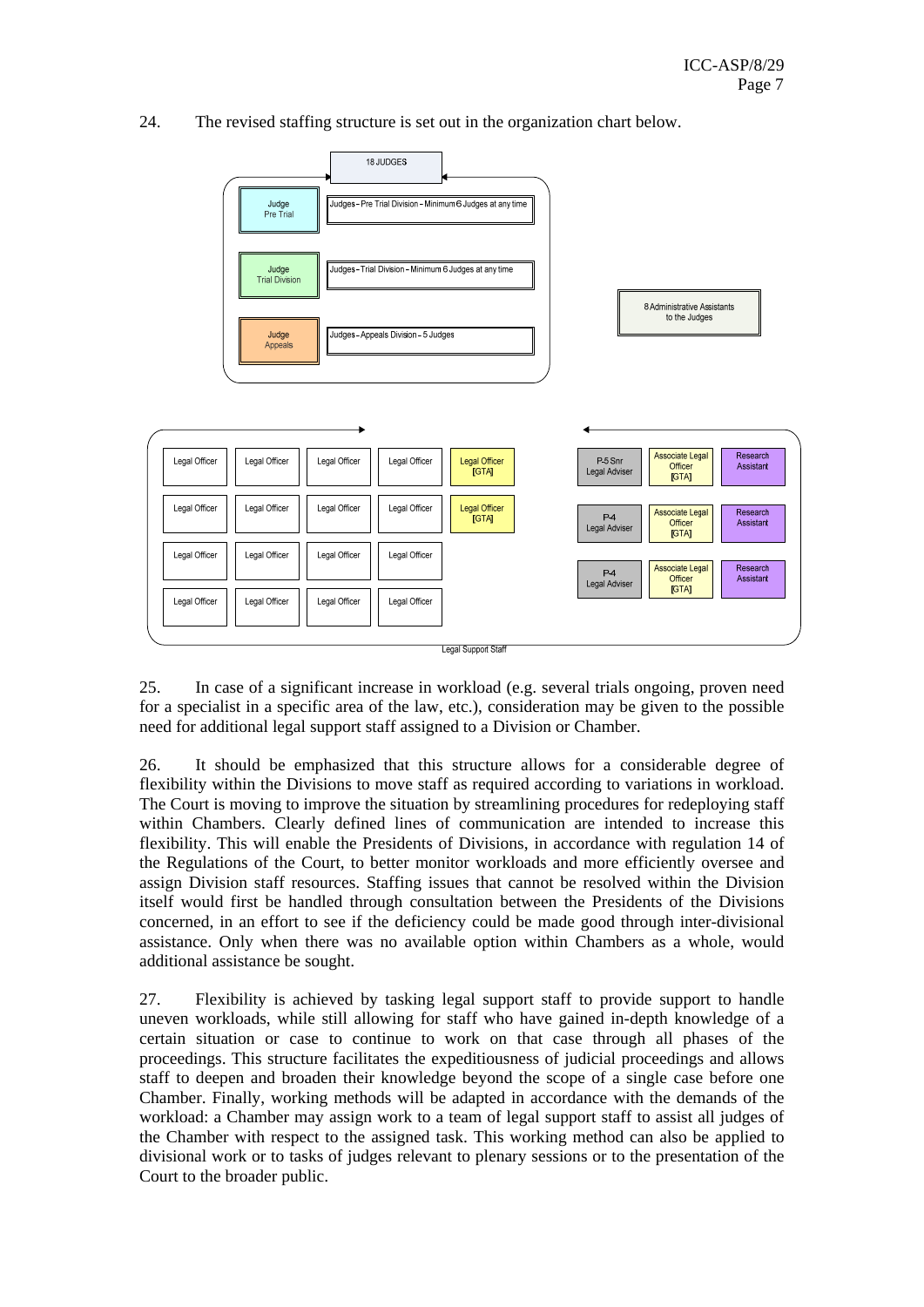24. The revised staffing structure is set out in the organization chart below.

18 JUDGES

| | |
|---|---|
| Judge Pre Trial | Judges – Pre Trial Division – Minimum 6 Judges at any time |
| Judge Trial Division | Judges – Trial Division – Minimum 6 Judges at any time |
| Judge Appeals | Judges – Appeals Division – 5 Judges |

8 Administrative Assistants to the Judges

| | | | | |
|---|---|---|---|---|
| Legal Officer | Legal Officer | Legal Officer | Legal Officer | Legal Officer [GTA] |
| Legal Officer | Legal Officer | Legal Officer | Legal Officer | Legal Officer [GTA] |
| Legal Officer | Legal Officer | Legal Officer | Legal Officer | |
| Legal Officer | Legal Officer | Legal Officer | Legal Officer | |

| | | |
|---|---|---|
| P-5 Snr Legal Adviser | Associate Legal Officer [GTA] | Research Assistant |
| P-4 Legal Adviser | Associate Legal Officer [GTA] | Research Assistant |
| P-4 Legal Adviser | Associate Legal Officer [GTA] | Research Assistant |

Legal Support Staff

25. In case of a significant increase in workload (e.g. several trials ongoing, proven need for a specialist in a specific area of the law, etc.), consideration may be given to the possible need for additional legal support staff assigned to a Division or Chamber.

26. It should be emphasized that this structure allows for a considerable degree of flexibility within the Divisions to move staff as required according to variations in workload. The Court is moving to improve the situation by streamlining procedures for redeploying staff within Chambers. Clearly defined lines of communication are intended to increase this flexibility. This will enable the Presidents of Divisions, in accordance with regulation 14 of the Regulations of the Court, to better monitor workloads and more efficiently oversee and assign Division staff resources. Staffing issues that cannot be resolved within the Division itself would first be handled through consultation between the Presidents of the Divisions concerned, in an effort to see if the deficiency could be made good through inter-divisional assistance. Only when there was no available option within Chambers as a whole, would additional assistance be sought.

27. Flexibility is achieved by tasking legal support staff to provide support to handle uneven workloads, while still allowing for staff who have gained in-depth knowledge of a certain situation or case to continue to work on that case through all phases of the proceedings. This structure facilitates the expeditiousness of judicial proceedings and allows staff to deepen and broaden their knowledge beyond the scope of a single case before one Chamber. Finally, working methods will be adapted in accordance with the demands of the workload: a Chamber may assign work to a team of legal support staff to assist all judges of the Chamber with respect to the assigned task. This working method can also be applied to divisional work or to tasks of judges relevant to plenary sessions or to the presentation of the Court to the broader public.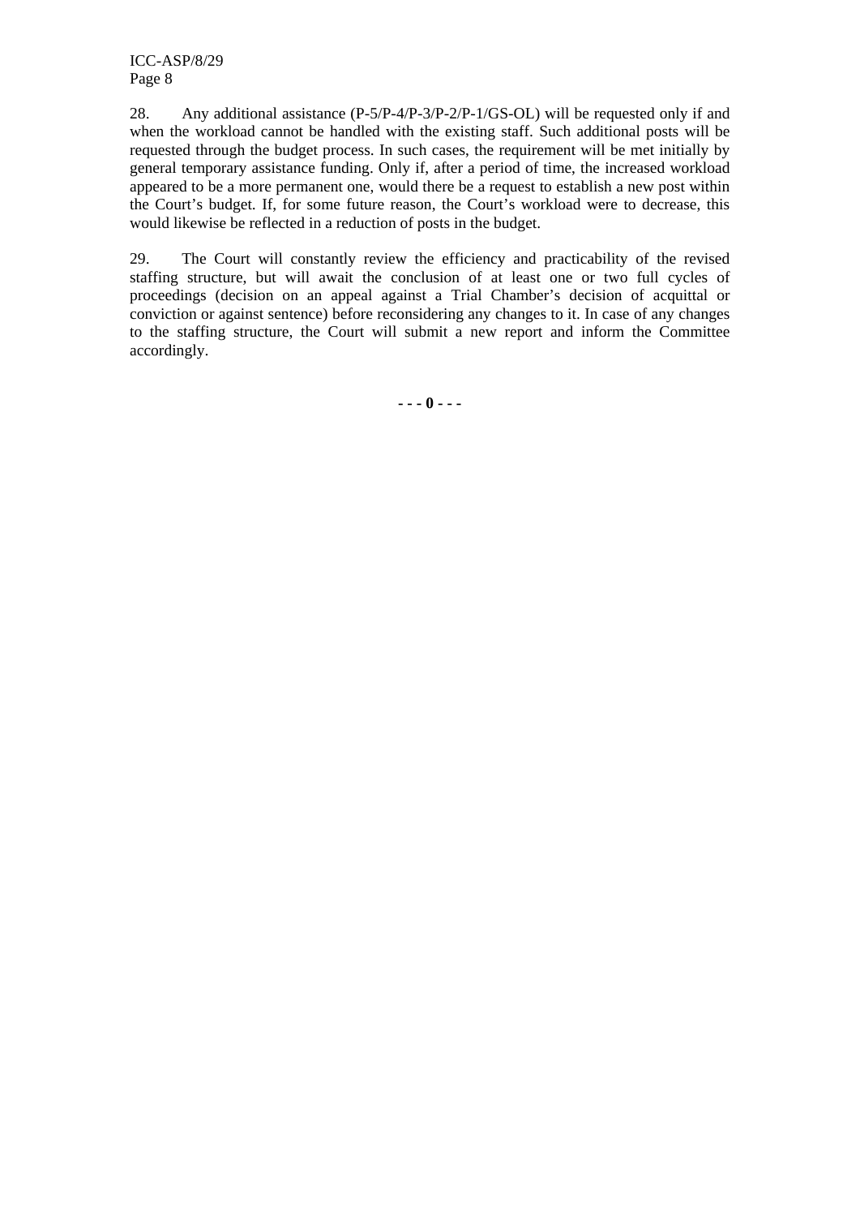28. Any additional assistance (P-5/P-4/P-3/P-2/P-1/GS-OL) will be requested only if and when the workload cannot be handled with the existing staff. Such additional posts will be requested through the budget process. In such cases, the requirement will be met initially by general temporary assistance funding. Only if, after a period of time, the increased workload appeared to be a more permanent one, would there be a request to establish a new post within the Court's budget. If, for some future reason, the Court's workload were to decrease, this would likewise be reflected in a reduction of posts in the budget.

29. The Court will constantly review the efficiency and practicability of the revised staffing structure, but will await the conclusion of at least one or two full cycles of proceedings (decision on an appeal against a Trial Chamber's decision of acquittal or conviction or against sentence) before reconsidering any changes to it. In case of any changes to the staffing structure, the Court will submit a new report and inform the Committee accordingly.

**- - - 0 - - -**